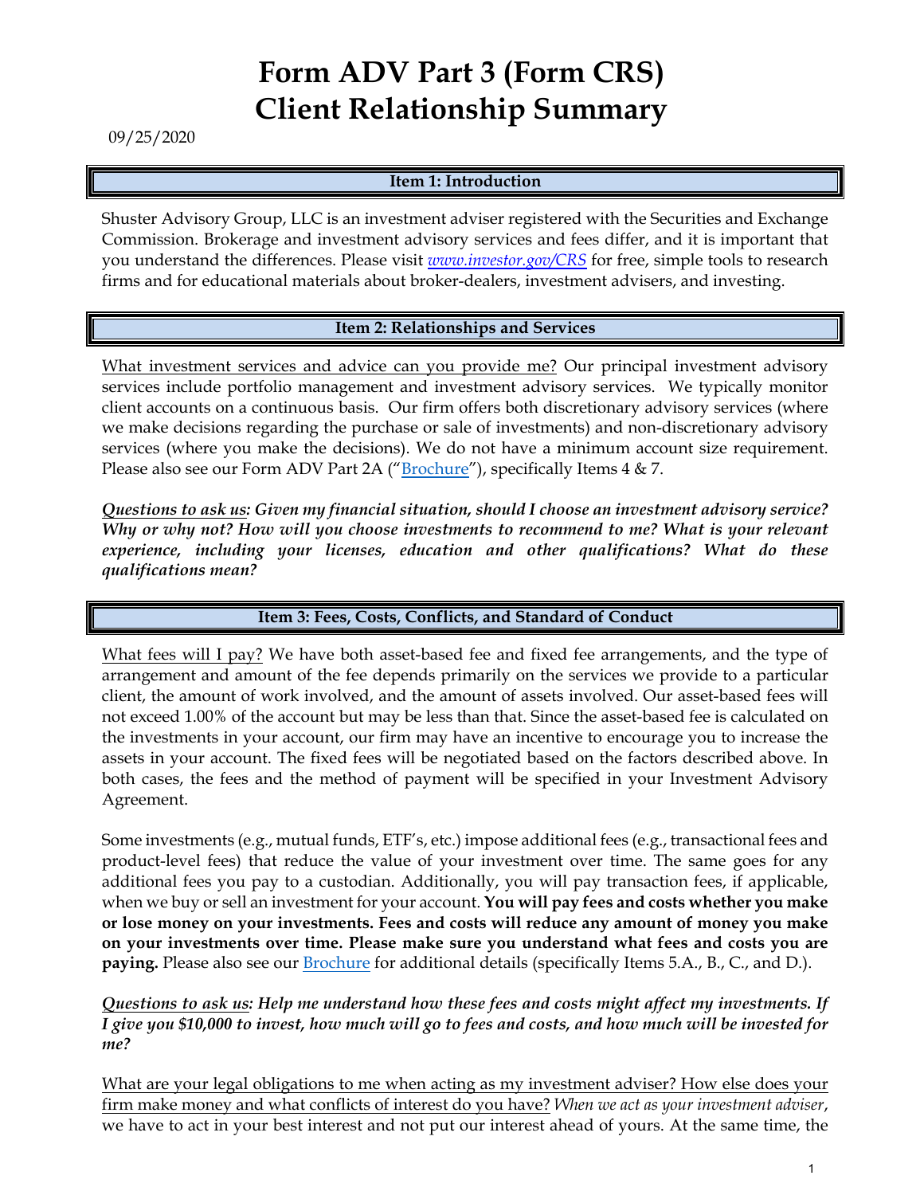# Form ADV Part 3 (Form CRS)
# Client Relationship Summary

09/25/2020

## Item 1: Introduction

Shuster Advisory Group, LLC is an investment adviser registered with the Securities and Exchange Commission. Brokerage and investment advisory services and fees differ, and it is important that you understand the differences. Please visit *www.investor.gov/CRS* for free, simple tools to research firms and for educational materials about broker-dealers, investment advisers, and investing.

## Item 2: Relationships and Services

What investment services and advice can you provide me? Our principal investment advisory services include portfolio management and investment advisory services. We typically monitor client accounts on a continuous basis. Our firm offers both discretionary advisory services (where we make decisions regarding the purchase or sale of investments) and non-discretionary advisory services (where you make the decisions). We do not have a minimum account size requirement. Please also see our Form ADV Part 2A ("Brochure"), specifically Items 4 & 7.

***Questions to ask us: Given my financial situation, should I choose an investment advisory service? Why or why not? How will you choose investments to recommend to me? What is your relevant experience, including your licenses, education and other qualifications? What do these qualifications mean?***

## Item 3: Fees, Costs, Conflicts, and Standard of Conduct

What fees will I pay? We have both asset-based fee and fixed fee arrangements, and the type of arrangement and amount of the fee depends primarily on the services we provide to a particular client, the amount of work involved, and the amount of assets involved. Our asset-based fees will not exceed 1.00% of the account but may be less than that. Since the asset-based fee is calculated on the investments in your account, our firm may have an incentive to encourage you to increase the assets in your account. The fixed fees will be negotiated based on the factors described above. In both cases, the fees and the method of payment will be specified in your Investment Advisory Agreement.

Some investments (e.g., mutual funds, ETF's, etc.) impose additional fees (e.g., transactional fees and product-level fees) that reduce the value of your investment over time. The same goes for any additional fees you pay to a custodian. Additionally, you will pay transaction fees, if applicable, when we buy or sell an investment for your account. **You will pay fees and costs whether you make or lose money on your investments. Fees and costs will reduce any amount of money you make on your investments over time. Please make sure you understand what fees and costs you are paying.** Please also see our Brochure for additional details (specifically Items 5.A., B., C., and D.).

***Questions to ask us: Help me understand how these fees and costs might affect my investments. If I give you $10,000 to invest, how much will go to fees and costs, and how much will be invested for me?***

What are your legal obligations to me when acting as my investment adviser? How else does your firm make money and what conflicts of interest do you have? *When we act as your investment adviser*, we have to act in your best interest and not put our interest ahead of yours. At the same time, the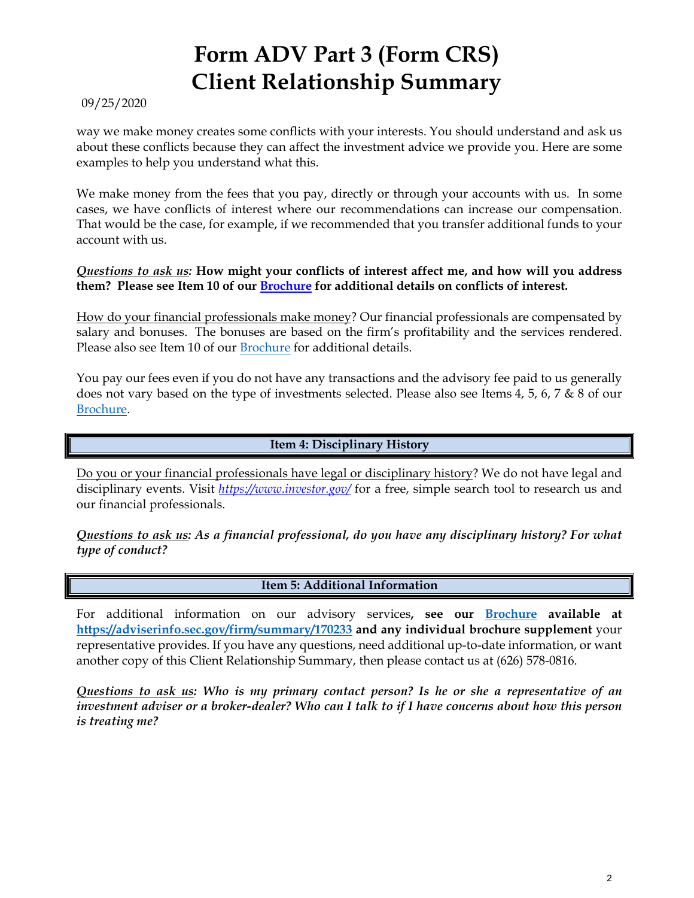# Form ADV Part 3 (Form CRS)
# Client Relationship Summary

09/25/2020

way we make money creates some conflicts with your interests. You should understand and ask us about these conflicts because they can affect the investment advice we provide you. Here are some examples to help you understand what this.

We make money from the fees that you pay, directly or through your accounts with us. In some cases, we have conflicts of interest where our recommendations can increase our compensation. That would be the case, for example, if we recommended that you transfer additional funds to your account with us.

***Questions to ask us:*** **How might your conflicts of interest affect me, and how will you address them? Please see Item 10 of our Brochure for additional details on conflicts of interest.**

How do your financial professionals make money? Our financial professionals are compensated by salary and bonuses. The bonuses are based on the firm's profitability and the services rendered. Please also see Item 10 of our Brochure for additional details.

You pay our fees even if you do not have any transactions and the advisory fee paid to us generally does not vary based on the type of investments selected. Please also see Items 4, 5, 6, 7 & 8 of our Brochure.

## Item 4: Disciplinary History

Do you or your financial professionals have legal or disciplinary history? We do not have legal and disciplinary events. Visit *https://www.investor.gov/* for a free, simple search tool to research us and our financial professionals.

***Questions to ask us: As a financial professional, do you have any disciplinary history? For what type of conduct?***

## Item 5: Additional Information

For additional information on our advisory services**, see our Brochure available at https://adviserinfo.sec.gov/firm/summary/170233 and any individual brochure supplement** your representative provides. If you have any questions, need additional up-to-date information, or want another copy of this Client Relationship Summary, then please contact us at (626) 578-0816.

***Questions to ask us: Who is my primary contact person? Is he or she a representative of an investment adviser or a broker-dealer? Who can I talk to if I have concerns about how this person is treating me?***